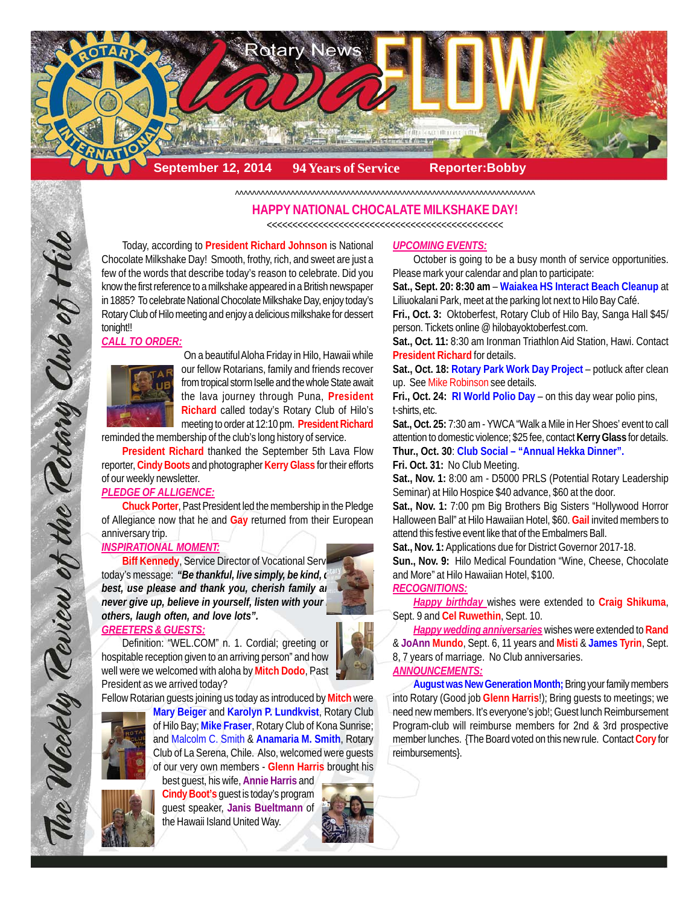# Rotary News Lava FLOW

**September 12, 2014 | 94 Years of Service | Reporter:Bobby**

*The Weekly Review of the Rotary Club of Hilo*

^^^^^^^^^^^^^^^^^^^^^^^^^^^^^^^^^^^^^^^^^^^^^^^^^^^^^^^^^^^^^^^^

## HAPPY NATIONAL CHOCALATE MILKSHAKE DAY!

<<<<<<<<<<<<<<<<<<<<<<<<<<<<<<<<<<<<<<<<<<<<<<

Today, according to **President Richard Johnson** is National Chocolate Milkshake Day! Smooth, frothy, rich, and sweet are just a few of the words that describe today's reason to celebrate. Did you know the first reference to a milkshake appeared in a British newspaper in 1885? To celebrate National Chocolate Milkshake Day, enjoy today's Rotary Club of Hilo meeting and enjoy a delicious milkshake for dessert tonight!!

***CALL TO ORDER:***

On a beautiful Aloha Friday in Hilo, Hawaii while our fellow Rotarians, family and friends recover from tropical storm Iselle and the whole State await the lava journey through Puna, **President Richard** called today's Rotary Club of Hilo's meeting to order at 12:10 pm. **President Richard** reminded the membership of the club's long history of service.

**President Richard** thanked the September 5th Lava Flow reporter, **Cindy Boots** and photographer **Kerry Glass** for their efforts of our weekly newsletter.

***PLEDGE OF ALLIGENCE:***

**Chuck Porter**, Past President led the membership in the Pledge of Allegiance now that he and **Gay** returned from their European anniversary trip.

***INSPIRATIONAL MOMENT:***

**Biff Kennedy**, Service Director of Vocational Serv... today's message: ***"Be thankful, live simply, be kind, d... best, use please and thank you, cherish family a... never give up, believe in yourself, listen with your ... others, laugh often, and love lots".***

***GREETERS & GUESTS:***

Definition: "WEL.COM" n. 1. Cordial; greeting or hospitable reception given to an arriving person" and how well were we welcomed with aloha by **Mitch Dodo**, Past President as we arrived today?

Fellow Rotarian guests joining us today as introduced by **Mitch** were **Mary Beiger** and **Karolyn P. Lundkvist**, Rotary Club of Hilo Bay; **Mike Fraser**, Rotary Club of Kona Sunrise; and Malcolm C. Smith & **Anamaria M. Smith**, Rotary Club of La Serena, Chile. Also, welcomed were guests of our very own members - **Glenn Harris** brought his best guest, his wife, **Annie Harris** and **Cindy Boot's** guest is today's program guest speaker, **Janis Bueltmann** of the Hawaii Island United Way.

***UPCOMING EVENTS:***

October is going to be a busy month of service opportunities. Please mark your calendar and plan to participate:

**Sat., Sept. 20: 8:30 am** – **Waiakea HS Interact Beach Cleanup** at Liliuokalani Park, meet at the parking lot next to Hilo Bay Café.

**Fri., Oct. 3:** Oktoberfest, Rotary Club of Hilo Bay, Sanga Hall $45/ person. Tickets online @ hilobayoktoberfest.com.

**Sat., Oct. 11:** 8:30 am Ironman Triathlon Aid Station, Hawi. Contact **President Richard** for details.

**Sat., Oct. 18:** **Rotary Park Work Day Project** – potluck after clean up. See Mike Robinson see details.

**Fri., Oct. 24:** **RI World Polio Day** – on this day wear polio pins, t-shirts, etc.

**Sat., Oct. 25:** 7:30 am - YWCA "Walk a Mile in Her Shoes' event to call attention to domestic violence; $25 fee, contact **Kerry Glass** for details.

**Thur., Oct. 30**: **Club Social – "Annual Hekka Dinner".**

**Fri. Oct. 31:** No Club Meeting.

**Sat., Nov. 1:** 8:00 am - D5000 PRLS (Potential Rotary Leadership Seminar) at Hilo Hospice $40 advance, $60 at the door.

**Sat., Nov. 1:** 7:00 pm Big Brothers Big Sisters "Hollywood Horror Halloween Ball" at Hilo Hawaiian Hotel, $60. **Gail** invited members to attend this festive event like that of the Embalmers Ball.

**Sat., Nov. 1:** Applications due for District Governor 2017-18.

**Sun., Nov. 9:** Hilo Medical Foundation "Wine, Cheese, Chocolate and More" at Hilo Hawaiian Hotel, $100.

***RECOGNITIONS:***

***Happy birthday*** wishes were extended to **Craig Shikuma**, Sept. 9 and **Cel Ruwethin**, Sept. 10.

***Happy wedding anniversaries*** wishes were extended to **Rand** & **JoAnn Mundo**, Sept. 6, 11 years and **Misti** & **James Tyrin**, Sept. 8, 7 years of marriage. No Club anniversaries.

***ANNOUNCEMENTS:***

**August was New Generation Month;** Bring your family members into Rotary (Good job **Glenn Harris**!); Bring guests to meetings; we need new members. It's everyone's job!; Guest lunch Reimbursement Program-club will reimburse members for 2nd & 3rd prospective member lunches. {The Board voted on this new rule. Contact **Cory** for reimbursements}.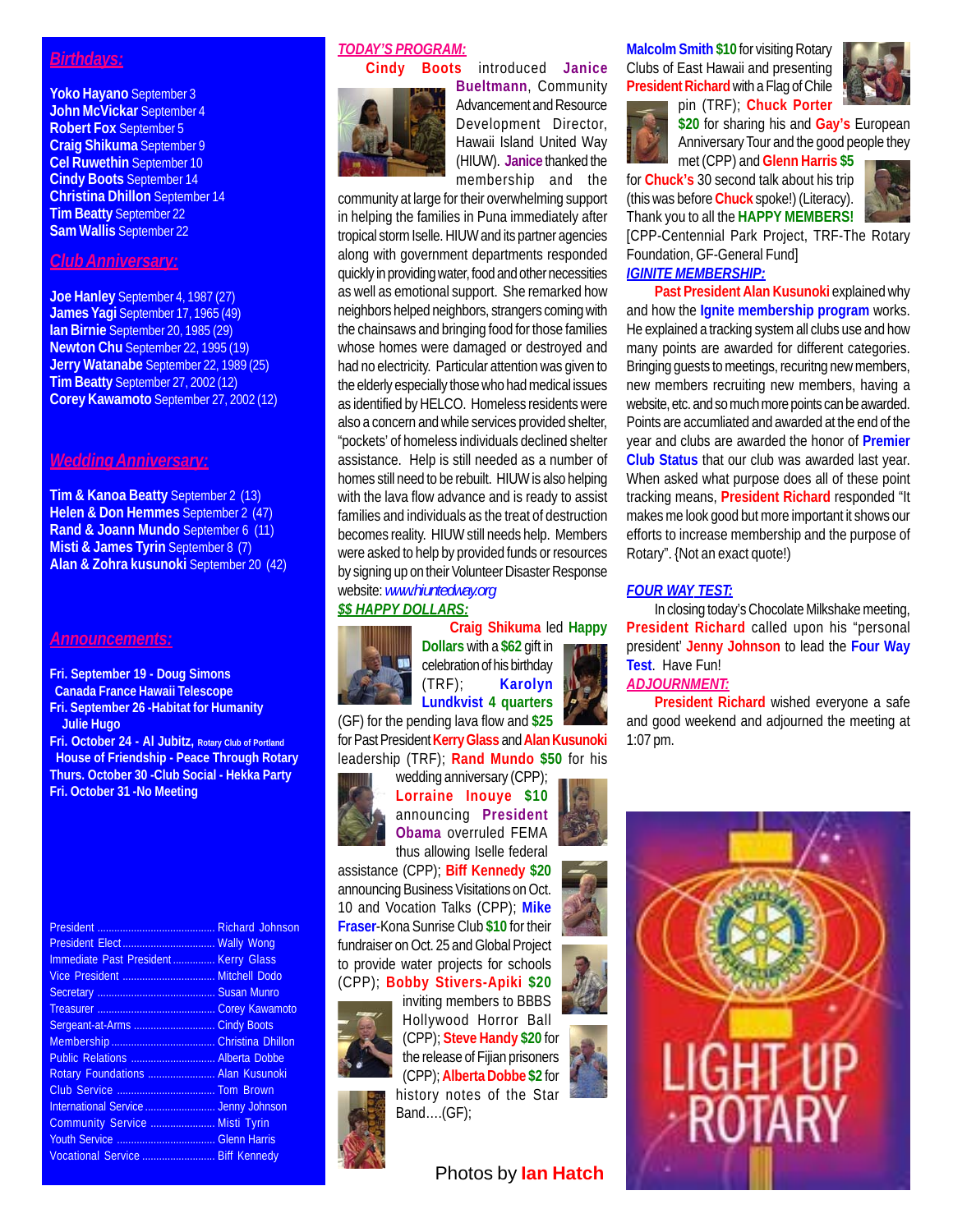## Birthdays:

**Yoko Hayano** September 3
**John McVickar** September 4
**Robert Fox** September 5
**Craig Shikuma** September 9
**Cel Ruwethin** September 10
**Cindy Boots** September 14
**Christina Dhillon** September 14
**Tim Beatty** September 22
**Sam Wallis** September 22

## Club Anniversary:

**Joe Hanley** September 4, 1987 (27)
**James Yagi** September 17, 1965 (49)
**Ian Birnie** September 20, 1985 (29)
**Newton Chu** September 22, 1995 (19)
**Jerry Watanabe** September 22, 1989 (25)
**Tim Beatty** September 27, 2002 (12)
**Corey Kawamoto** September 27, 2002 (12)

## Wedding Anniversary:

**Tim & Kanoa Beatty** September 2 (13)
**Helen & Don Hemmes** September 2 (47)
**Rand & Joann Mundo** September 6 (11)
**Misti & James Tyrin** September 8 (7)
**Alan & Zohra kusunoki** September 20 (42)

## Announcements:

**Fri. September 19 - Doug Simons**
**Canada France Hawaii Telescope**
**Fri. September 26 -Habitat for Humanity**
**Julie Hugo**
**Fri. October 24 - Al Jubitz, Rotary Club of Portland**
**House of Friendship - Peace Through Rotary**
**Thurs. October 30 -Club Social - Hekka Party**
**Fri. October 31 -No Meeting**

| | |
|---|---|
| President | Richard Johnson |
| President Elect | Wally Wong |
| Immediate Past President | Kerry Glass |
| Vice President | Mitchell Dodo |
| Secretary | Susan Munro |
| Treasurer | Corey Kawamoto |
| Sergeant-at-Arms | Cindy Boots |
| Membership | Christina Dhillon |
| Public Relations | Alberta Dobbe |
| Rotary Foundations | Alan Kusunoki |
| Club Service | Tom Brown |
| International Service | Jenny Johnson |
| Community Service | Misti Tyrin |
| Youth Service | Glenn Harris |
| Vocational Service | Biff Kennedy |

## TODAY'S PROGRAM:

**Cindy Boots** introduced **Janice Bueltmann**, Community Advancement and Resource Development Director, Hawaii Island United Way (HIUW). **Janice** thanked the membership and the community at large for their overwhelming support in helping the families in Puna immediately after tropical storm Iselle. HIUW and its partner agencies along with government departments responded quickly in providing water, food and other necessities as well as emotional support. She remarked how neighbors helped neighbors, strangers coming with the chainsaws and bringing food for those families whose homes were damaged or destroyed and had no electricity. Particular attention was given to the elderly especially those who had medical issues as identified by HELCO. Homeless residents were also a concern and while services provided shelter, "pockets' of homeless individuals declined shelter assistance. Help is still needed as a number of homes still need to be rebuilt. HIUW is also helping with the lava flow advance and is ready to assist families and individuals as the treat of destruction becomes reality. HIUW still needs help. Members were asked to help by provided funds or resources by signing up on their Volunteer Disaster Response website: *www.hiuntedway.org*

## $$ HAPPY DOLLARS:

**Craig Shikuma** led **Happy Dollars** with a **$62** gift in celebration of his birthday (TRF); **Karolyn Lundkvist 4 quarters** (GF) for the pending lava flow and **$25** for Past President **Kerry Glass** and **Alan Kusunoki** leadership (TRF); **Rand Mundo $50** for his wedding anniversary (CPP); **Lorraine Inouye $10** announcing **President Obama** overruled FEMA thus allowing Iselle federal assistance (CPP); **Biff Kennedy $20** announcing Business Visitations on Oct. 10 and Vocation Talks (CPP); **Mike Fraser**-Kona Sunrise Club **$10** for their fundraiser on Oct. 25 and Global Project to provide water projects for schools (CPP); **Bobby Stivers-Apiki $20** inviting members to BBBS Hollywood Horror Ball (CPP); **Steve Handy $20** for the release of Fijian prisoners (CPP); **Alberta Dobbe $2** for history notes of the Star Band....(GF); **Malcolm Smith $10** for visiting Rotary Clubs of East Hawaii and presenting **President Richard** with a Flag of Chile pin (TRF); **Chuck Porter $20** for sharing his and **Gay's** European Anniversary Tour and the good people they met (CPP) and **Glenn Harris $5** for **Chuck's** 30 second talk about his trip (this was before **Chuck** spoke!) (Literacy). Thank you to all the **HAPPY MEMBERS!** [CPP-Centennial Park Project, TRF-The Rotary Foundation, GF-General Fund]

Photos by **Ian Hatch**

## IGNITE MEMBERSHIP:

**Past President Alan Kusunoki** explained why and how the **Ignite membership program** works. He explained a tracking system all clubs use and how many points are awarded for different categories. Bringing guests to meetings, recruitng new members, new members recruiting new members, having a website, etc. and so much more points can be awarded. Points are accumliated and awarded at the end of the year and clubs are awarded the honor of **Premier Club Status** that our club was awarded last year. When asked what purpose does all of these point tracking means, **President Richard** responded "It makes me look good but more important it shows our efforts to increase membership and the purpose of Rotary". {Not an exact quote!)

## FOUR WAY TEST:

In closing today's Chocolate Milkshake meeting, **President Richard** called upon his "personal president' **Jenny Johnson** to lead the **Four Way Test**. Have Fun!

## ADJOURNMENT:

**President Richard** wished everyone a safe and good weekend and adjourned the meeting at 1:07 pm.

LIGHT UP ROTARY